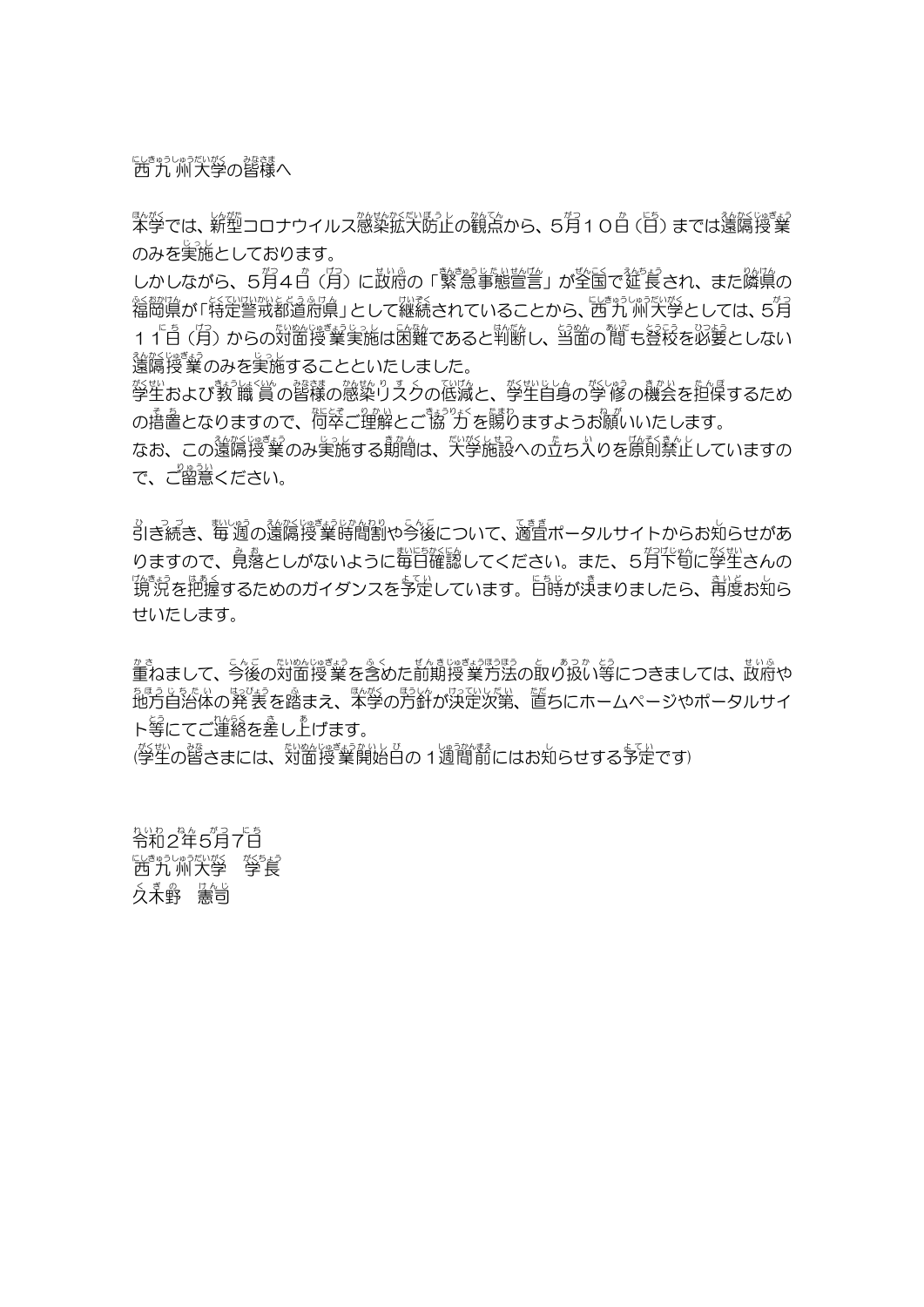西九州大学の皆様へ

本学では、新型コロナウイルス感染拡大防止の観点から、５月１０日（日）までは遠隔授業のみを実施としております。
しかしながら、５月４日（月）に政府の「緊急事態宣言」が全国で延長され、また隣県の福岡県が「特定警戒都道府県」として継続されていることから、西九州大学としては、５月１１日（月）からの対面授業実施は困難であると判断し、当面の間も登校を必要としない遠隔授業のみを実施することといたしました。
学生および教職員の皆様の感染リスクの低減と、学生自身の学修の機会を担保するための措置となりますので、何卒ご理解とご協力を賜りますようお願いいたします。
なお、この遠隔授業のみ実施する期間は、大学施設への立ち入りを原則禁止していますので、ご留意ください。

引き続き、毎週の遠隔授業時間割や今後について、適宜ポータルサイトからお知らせがありますので、見落としがないように毎日確認してください。また、５月下旬に学生さんの現況を把握するためのガイダンスを予定しています。日時が決まりましたら、再度お知らせいたします。

重ねまして、今後の対面授業を含めた前期授業方法の取り扱い等につきましては、政府や地方自治体の発表を踏まえ、本学の方針が決定次第、直ちにホームページやポータルサイト等にてご連絡を差し上げます。
(学生の皆さまには、対面授業開始日の１週間前にはお知らせする予定です)

令和２年５月７日
西九州大学　学長
久木野　憲司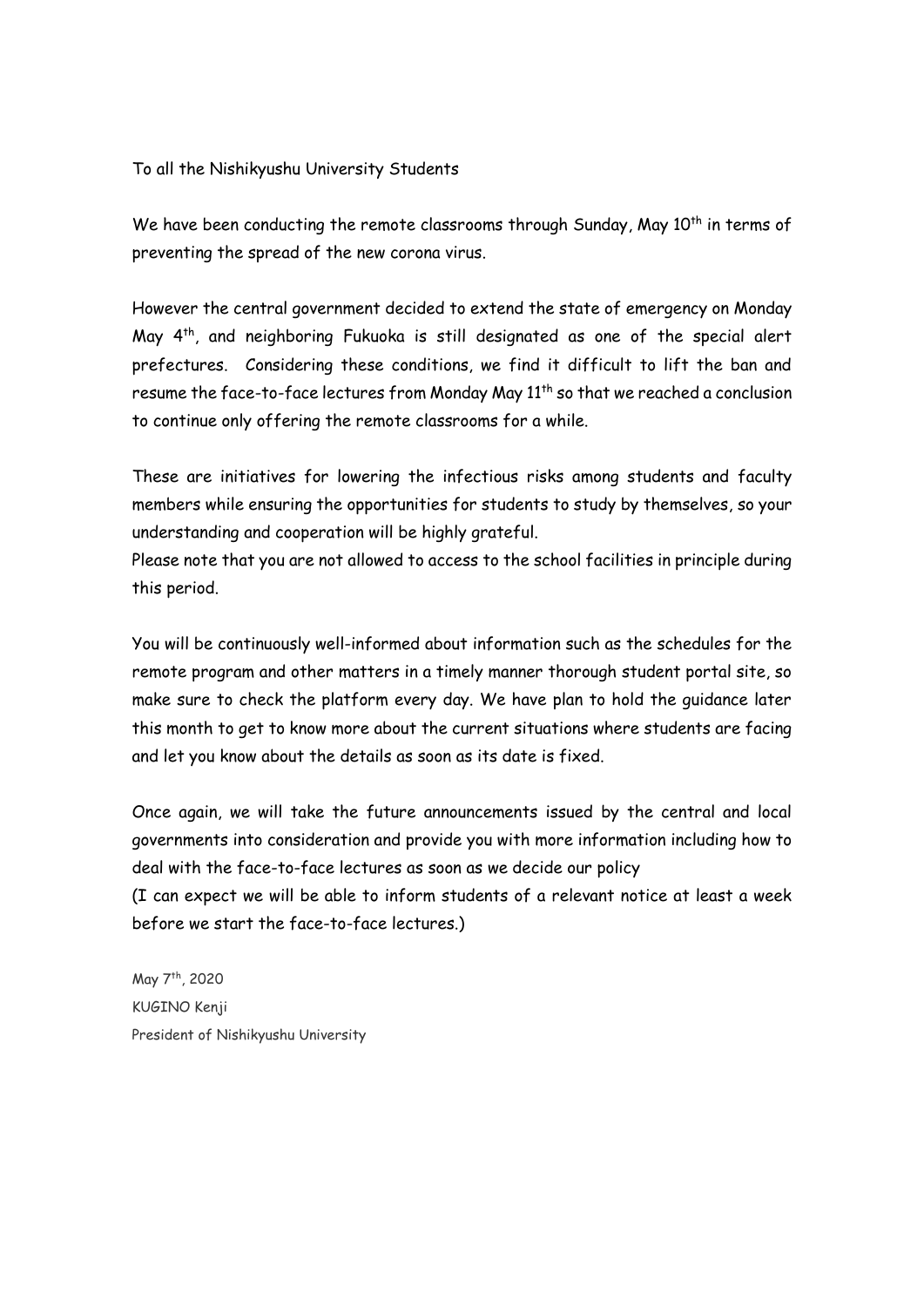To all the Nishikyushu University Students

We have been conducting the remote classrooms through Sunday, May 10th in terms of preventing the spread of the new corona virus.

However the central government decided to extend the state of emergency on Monday May 4th, and neighboring Fukuoka is still designated as one of the special alert prefectures. Considering these conditions, we find it difficult to lift the ban and resume the face-to-face lectures from Monday May 11th so that we reached a conclusion to continue only offering the remote classrooms for a while.

These are initiatives for lowering the infectious risks among students and faculty members while ensuring the opportunities for students to study by themselves, so your understanding and cooperation will be highly grateful.
Please note that you are not allowed to access to the school facilities in principle during this period.

You will be continuously well-informed about information such as the schedules for the remote program and other matters in a timely manner thorough student portal site, so make sure to check the platform every day. We have plan to hold the guidance later this month to get to know more about the current situations where students are facing and let you know about the details as soon as its date is fixed.

Once again, we will take the future announcements issued by the central and local governments into consideration and provide you with more information including how to deal with the face-to-face lectures as soon as we decide our policy
(I can expect we will be able to inform students of a relevant notice at least a week before we start the face-to-face lectures.)

May 7th, 2020
KUGINO Kenji
President of Nishikyushu University